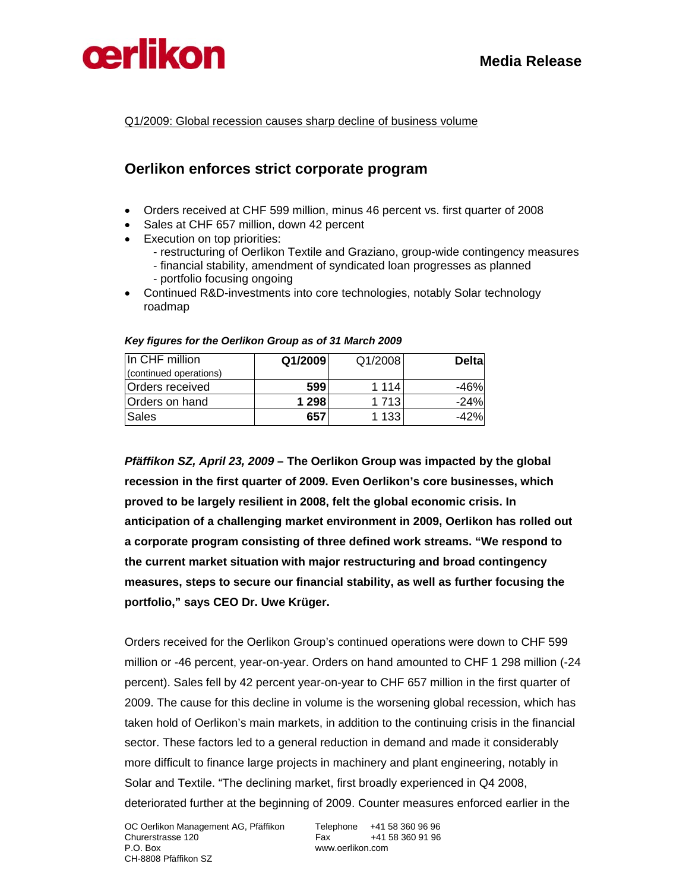**Media Release**

Q1/2009: Global recession causes sharp decline of business volume

# Oerlikon enforces strict corporate program

- Orders received at CHF 599 million, minus 46 percent vs. first quarter of 2008
- Sales at CHF 657 million, down 42 percent
- Execution on top priorities:
  - restructuring of Oerlikon Textile and Graziano, group-wide contingency measures
  - financial stability, amendment of syndicated loan progresses as planned
  - portfolio focusing ongoing
- Continued R&D-investments into core technologies, notably Solar technology roadmap

***Key figures for the Oerlikon Group as of 31 March 2009***

| In CHF million (continued operations) | **Q1/2009** | Q1/2008 | **Delta** |
|---|---|---|---|
| Orders received | **599** | 1 114 | -46% |
| Orders on hand | **1 298** | 1 713 | -24% |
| Sales | **657** | 1 133 | -42% |

***Pfäffikon SZ, April 23, 2009* – The Oerlikon Group was impacted by the global recession in the first quarter of 2009. Even Oerlikon's core businesses, which proved to be largely resilient in 2008, felt the global economic crisis. In anticipation of a challenging market environment in 2009, Oerlikon has rolled out a corporate program consisting of three defined work streams. "We respond to the current market situation with major restructuring and broad contingency measures, steps to secure our financial stability, as well as further focusing the portfolio," says CEO Dr. Uwe Krüger.**

Orders received for the Oerlikon Group's continued operations were down to CHF 599 million or -46 percent, year-on-year. Orders on hand amounted to CHF 1 298 million (-24 percent). Sales fell by 42 percent year-on-year to CHF 657 million in the first quarter of 2009. The cause for this decline in volume is the worsening global recession, which has taken hold of Oerlikon's main markets, in addition to the continuing crisis in the financial sector. These factors led to a general reduction in demand and made it considerably more difficult to finance large projects in machinery and plant engineering, notably in Solar and Textile. "The declining market, first broadly experienced in Q4 2008, deteriorated further at the beginning of 2009. Counter measures enforced earlier in the

OC Oerlikon Management AG, Pfäffikon
Churerstrasse 120
P.O. Box
CH-8808 Pfäffikon SZ

Telephone +41 58 360 96 96
Fax +41 58 360 91 96
www.oerlikon.com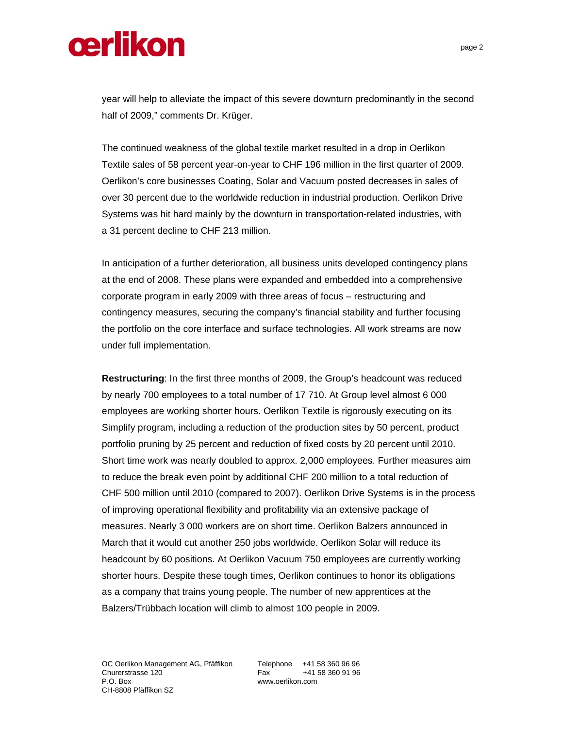year will help to alleviate the impact of this severe downturn predominantly in the second half of 2009," comments Dr. Krüger.

The continued weakness of the global textile market resulted in a drop in Oerlikon Textile sales of 58 percent year-on-year to CHF 196 million in the first quarter of 2009. Oerlikon's core businesses Coating, Solar and Vacuum posted decreases in sales of over 30 percent due to the worldwide reduction in industrial production. Oerlikon Drive Systems was hit hard mainly by the downturn in transportation-related industries, with a 31 percent decline to CHF 213 million.

In anticipation of a further deterioration, all business units developed contingency plans at the end of 2008. These plans were expanded and embedded into a comprehensive corporate program in early 2009 with three areas of focus – restructuring and contingency measures, securing the company's financial stability and further focusing the portfolio on the core interface and surface technologies. All work streams are now under full implementation.

**Restructuring**: In the first three months of 2009, the Group's headcount was reduced by nearly 700 employees to a total number of 17 710. At Group level almost 6 000 employees are working shorter hours. Oerlikon Textile is rigorously executing on its Simplify program, including a reduction of the production sites by 50 percent, product portfolio pruning by 25 percent and reduction of fixed costs by 20 percent until 2010. Short time work was nearly doubled to approx. 2,000 employees. Further measures aim to reduce the break even point by additional CHF 200 million to a total reduction of CHF 500 million until 2010 (compared to 2007). Oerlikon Drive Systems is in the process of improving operational flexibility and profitability via an extensive package of measures. Nearly 3 000 workers are on short time. Oerlikon Balzers announced in March that it would cut another 250 jobs worldwide. Oerlikon Solar will reduce its headcount by 60 positions. At Oerlikon Vacuum 750 employees are currently working shorter hours. Despite these tough times, Oerlikon continues to honor its obligations as a company that trains young people. The number of new apprentices at the Balzers/Trübbach location will climb to almost 100 people in 2009.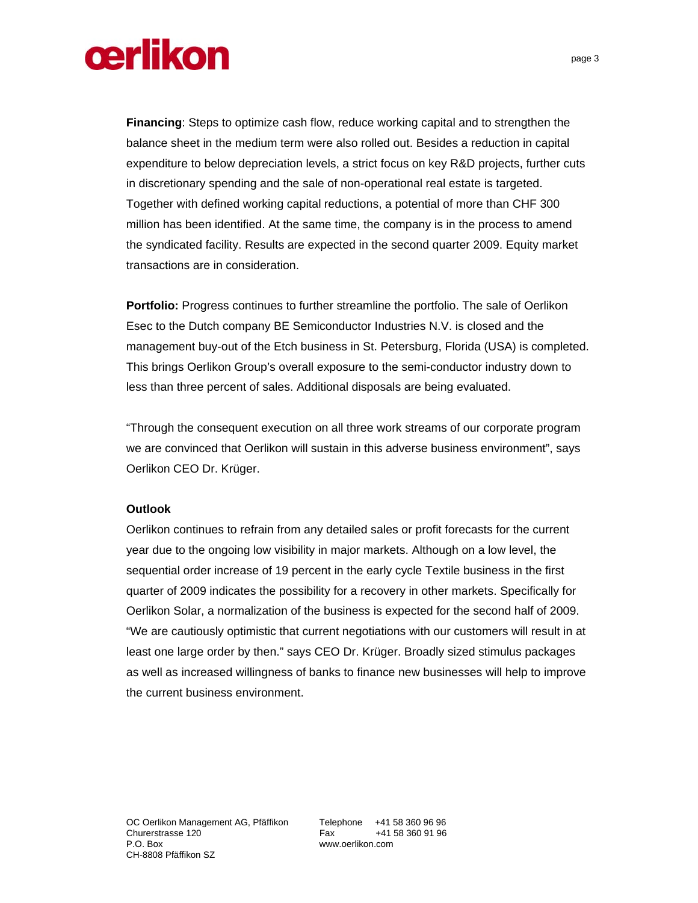**Financing**: Steps to optimize cash flow, reduce working capital and to strengthen the balance sheet in the medium term were also rolled out. Besides a reduction in capital expenditure to below depreciation levels, a strict focus on key R&D projects, further cuts in discretionary spending and the sale of non-operational real estate is targeted. Together with defined working capital reductions, a potential of more than CHF 300 million has been identified. At the same time, the company is in the process to amend the syndicated facility. Results are expected in the second quarter 2009. Equity market transactions are in consideration.

**Portfolio:** Progress continues to further streamline the portfolio. The sale of Oerlikon Esec to the Dutch company BE Semiconductor Industries N.V. is closed and the management buy-out of the Etch business in St. Petersburg, Florida (USA) is completed. This brings Oerlikon Group's overall exposure to the semi-conductor industry down to less than three percent of sales. Additional disposals are being evaluated.

"Through the consequent execution on all three work streams of our corporate program we are convinced that Oerlikon will sustain in this adverse business environment", says Oerlikon CEO Dr. Krüger.

**Outlook**

Oerlikon continues to refrain from any detailed sales or profit forecasts for the current year due to the ongoing low visibility in major markets. Although on a low level, the sequential order increase of 19 percent in the early cycle Textile business in the first quarter of 2009 indicates the possibility for a recovery in other markets. Specifically for Oerlikon Solar, a normalization of the business is expected for the second half of 2009. "We are cautiously optimistic that current negotiations with our customers will result in at least one large order by then." says CEO Dr. Krüger. Broadly sized stimulus packages as well as increased willingness of banks to finance new businesses will help to improve the current business environment.

OC Oerlikon Management AG, Pfäffikon
Churerstrasse 120
P.O. Box
CH-8808 Pfäffikon SZ

Telephone +41 58 360 96 96
Fax +41 58 360 91 96
www.oerlikon.com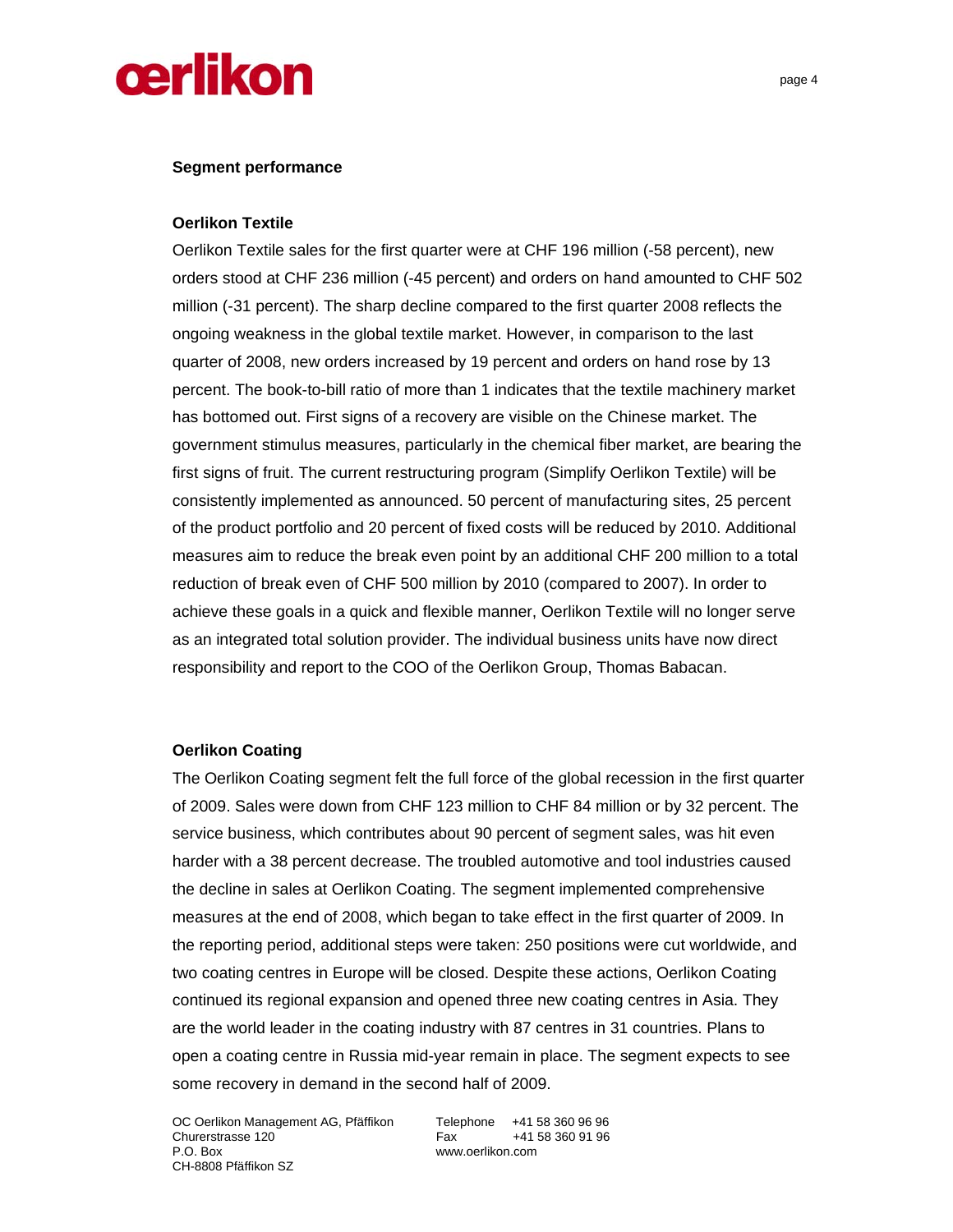## Segment performance

### Oerlikon Textile

Oerlikon Textile sales for the first quarter were at CHF 196 million (-58 percent), new orders stood at CHF 236 million (-45 percent) and orders on hand amounted to CHF 502 million (-31 percent). The sharp decline compared to the first quarter 2008 reflects the ongoing weakness in the global textile market. However, in comparison to the last quarter of 2008, new orders increased by 19 percent and orders on hand rose by 13 percent. The book-to-bill ratio of more than 1 indicates that the textile machinery market has bottomed out. First signs of a recovery are visible on the Chinese market. The government stimulus measures, particularly in the chemical fiber market, are bearing the first signs of fruit. The current restructuring program (Simplify Oerlikon Textile) will be consistently implemented as announced. 50 percent of manufacturing sites, 25 percent of the product portfolio and 20 percent of fixed costs will be reduced by 2010. Additional measures aim to reduce the break even point by an additional CHF 200 million to a total reduction of break even of CHF 500 million by 2010 (compared to 2007). In order to achieve these goals in a quick and flexible manner, Oerlikon Textile will no longer serve as an integrated total solution provider. The individual business units have now direct responsibility and report to the COO of the Oerlikon Group, Thomas Babacan.

### Oerlikon Coating

The Oerlikon Coating segment felt the full force of the global recession in the first quarter of 2009. Sales were down from CHF 123 million to CHF 84 million or by 32 percent. The service business, which contributes about 90 percent of segment sales, was hit even harder with a 38 percent decrease. The troubled automotive and tool industries caused the decline in sales at Oerlikon Coating. The segment implemented comprehensive measures at the end of 2008, which began to take effect in the first quarter of 2009. In the reporting period, additional steps were taken: 250 positions were cut worldwide, and two coating centres in Europe will be closed. Despite these actions, Oerlikon Coating continued its regional expansion and opened three new coating centres in Asia. They are the world leader in the coating industry with 87 centres in 31 countries. Plans to open a coating centre in Russia mid-year remain in place. The segment expects to see some recovery in demand in the second half of 2009.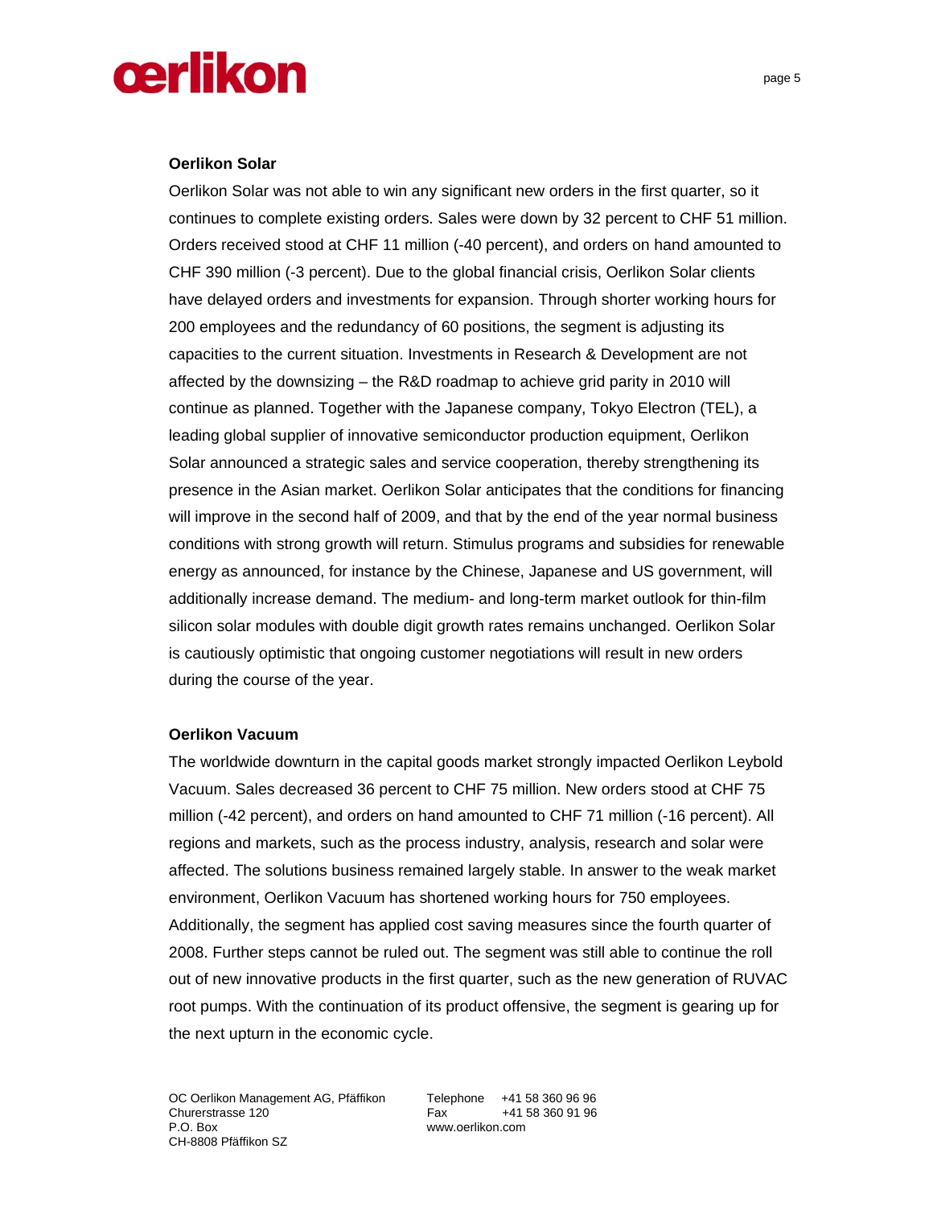**Oerlikon Solar**

Oerlikon Solar was not able to win any significant new orders in the first quarter, so it continues to complete existing orders. Sales were down by 32 percent to CHF 51 million. Orders received stood at CHF 11 million (-40 percent), and orders on hand amounted to CHF 390 million (-3 percent). Due to the global financial crisis, Oerlikon Solar clients have delayed orders and investments for expansion. Through shorter working hours for 200 employees and the redundancy of 60 positions, the segment is adjusting its capacities to the current situation. Investments in Research & Development are not affected by the downsizing – the R&D roadmap to achieve grid parity in 2010 will continue as planned. Together with the Japanese company, Tokyo Electron (TEL), a leading global supplier of innovative semiconductor production equipment, Oerlikon Solar announced a strategic sales and service cooperation, thereby strengthening its presence in the Asian market. Oerlikon Solar anticipates that the conditions for financing will improve in the second half of 2009, and that by the end of the year normal business conditions with strong growth will return. Stimulus programs and subsidies for renewable energy as announced, for instance by the Chinese, Japanese and US government, will additionally increase demand. The medium- and long-term market outlook for thin-film silicon solar modules with double digit growth rates remains unchanged. Oerlikon Solar is cautiously optimistic that ongoing customer negotiations will result in new orders during the course of the year.

**Oerlikon Vacuum**

The worldwide downturn in the capital goods market strongly impacted Oerlikon Leybold Vacuum. Sales decreased 36 percent to CHF 75 million. New orders stood at CHF 75 million (-42 percent), and orders on hand amounted to CHF 71 million (-16 percent). All regions and markets, such as the process industry, analysis, research and solar were affected. The solutions business remained largely stable. In answer to the weak market environment, Oerlikon Vacuum has shortened working hours for 750 employees. Additionally, the segment has applied cost saving measures since the fourth quarter of 2008. Further steps cannot be ruled out. The segment was still able to continue the roll out of new innovative products in the first quarter, such as the new generation of RUVAC root pumps. With the continuation of its product offensive, the segment is gearing up for the next upturn in the economic cycle.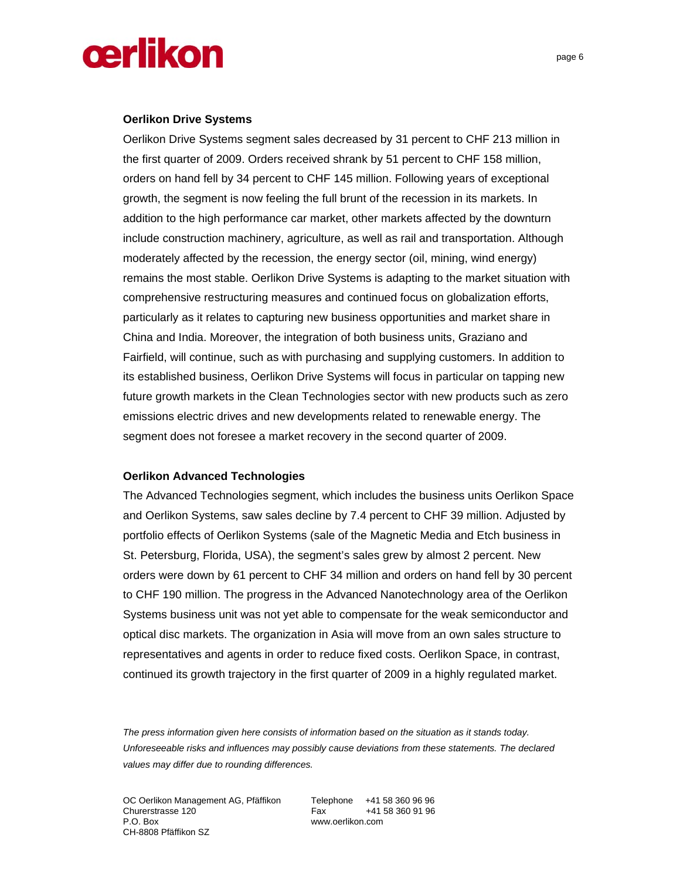### Oerlikon Drive Systems

Oerlikon Drive Systems segment sales decreased by 31 percent to CHF 213 million in the first quarter of 2009. Orders received shrank by 51 percent to CHF 158 million, orders on hand fell by 34 percent to CHF 145 million. Following years of exceptional growth, the segment is now feeling the full brunt of the recession in its markets. In addition to the high performance car market, other markets affected by the downturn include construction machinery, agriculture, as well as rail and transportation. Although moderately affected by the recession, the energy sector (oil, mining, wind energy) remains the most stable. Oerlikon Drive Systems is adapting to the market situation with comprehensive restructuring measures and continued focus on globalization efforts, particularly as it relates to capturing new business opportunities and market share in China and India. Moreover, the integration of both business units, Graziano and Fairfield, will continue, such as with purchasing and supplying customers. In addition to its established business, Oerlikon Drive Systems will focus in particular on tapping new future growth markets in the Clean Technologies sector with new products such as zero emissions electric drives and new developments related to renewable energy. The segment does not foresee a market recovery in the second quarter of 2009.

### Oerlikon Advanced Technologies

The Advanced Technologies segment, which includes the business units Oerlikon Space and Oerlikon Systems, saw sales decline by 7.4 percent to CHF 39 million. Adjusted by portfolio effects of Oerlikon Systems (sale of the Magnetic Media and Etch business in St. Petersburg, Florida, USA), the segment's sales grew by almost 2 percent. New orders were down by 61 percent to CHF 34 million and orders on hand fell by 30 percent to CHF 190 million. The progress in the Advanced Nanotechnology area of the Oerlikon Systems business unit was not yet able to compensate for the weak semiconductor and optical disc markets. The organization in Asia will move from an own sales structure to representatives and agents in order to reduce fixed costs. Oerlikon Space, in contrast, continued its growth trajectory in the first quarter of 2009 in a highly regulated market.

*The press information given here consists of information based on the situation as it stands today. Unforeseeable risks and influences may possibly cause deviations from these statements. The declared values may differ due to rounding differences.*

OC Oerlikon Management AG, Pfäffikon
Churerstrasse 120
P.O. Box
CH-8808 Pfäffikon SZ

Telephone +41 58 360 96 96
Fax +41 58 360 91 96
www.oerlikon.com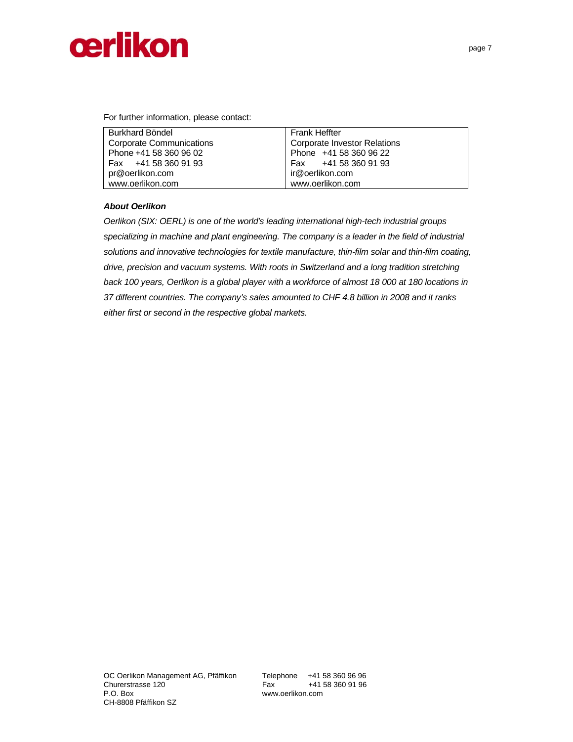For further information, please contact:

| | |
|---|---|
| Burkhard Böndel<br>Corporate Communications<br>Phone +41 58 360 96 02<br>Fax +41 58 360 91 93<br>pr@oerlikon.com<br>www.oerlikon.com | Frank Heffter<br>Corporate Investor Relations<br>Phone +41 58 360 96 22<br>Fax +41 58 360 91 93<br>ir@oerlikon.com<br>www.oerlikon.com |

***About Oerlikon***

*Oerlikon (SIX: OERL) is one of the world's leading international high-tech industrial groups specializing in machine and plant engineering. The company is a leader in the field of industrial solutions and innovative technologies for textile manufacture, thin-film solar and thin-film coating, drive, precision and vacuum systems. With roots in Switzerland and a long tradition stretching back 100 years, Oerlikon is a global player with a workforce of almost 18 000 at 180 locations in 37 different countries. The company's sales amounted to CHF 4.8 billion in 2008 and it ranks either first or second in the respective global markets.*

OC Oerlikon Management AG, Pfäffikon
Churerstrasse 120
P.O. Box
CH-8808 Pfäffikon SZ

Telephone +41 58 360 96 96
Fax +41 58 360 91 96
www.oerlikon.com